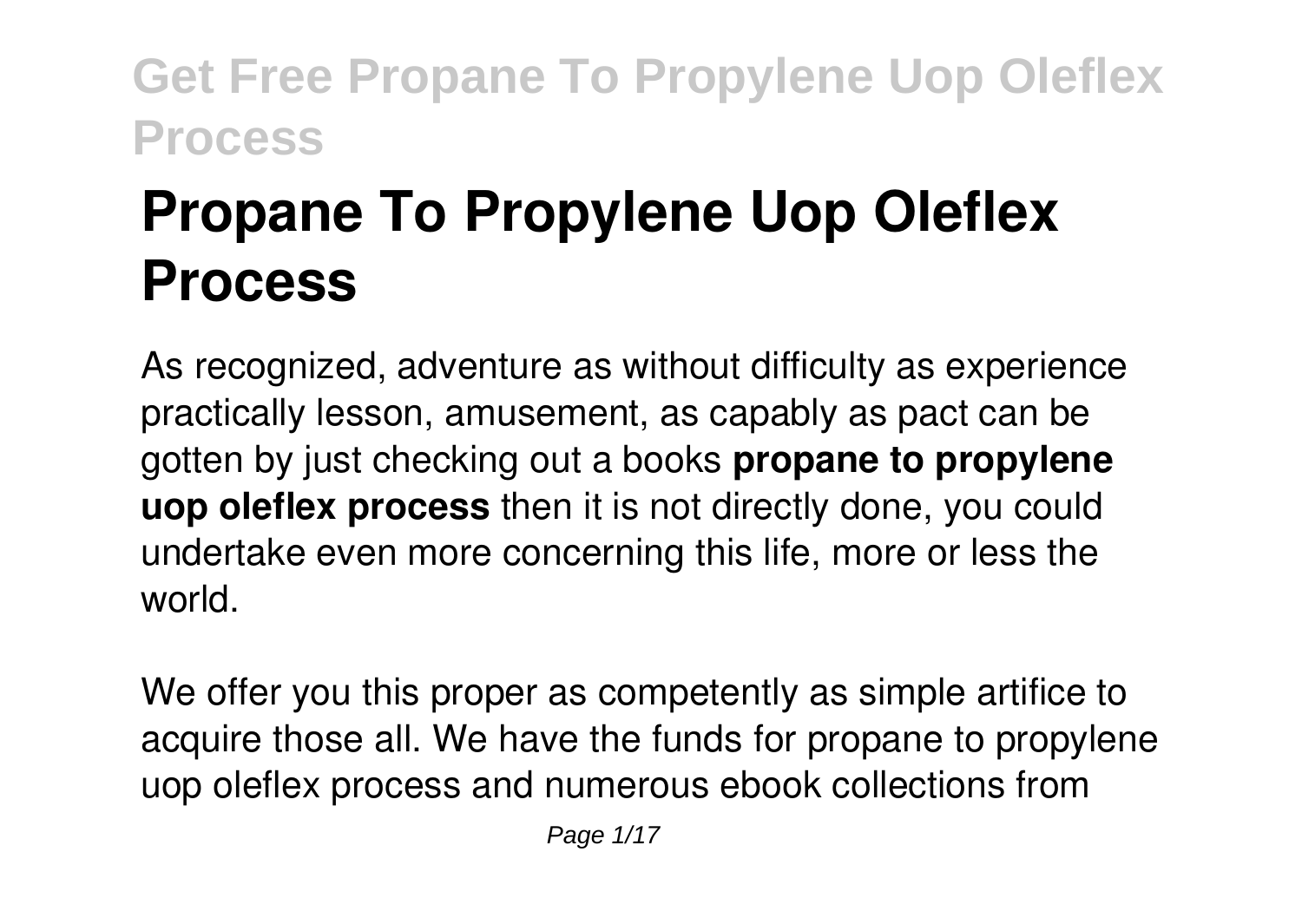# Propane To Propylene Uop Oleflex Process

As recognized, adventure as without difficulty as experience practically lesson, amusement, as capably as pact can be gotten by just checking out a books **propane to propylene uop oleflex process** then it is not directly done, you could undertake even more concerning this life, more or less the world.

We offer you this proper as competently as simple artifice to acquire those all. We have the funds for propane to propylene uop oleflex process and numerous ebook collections from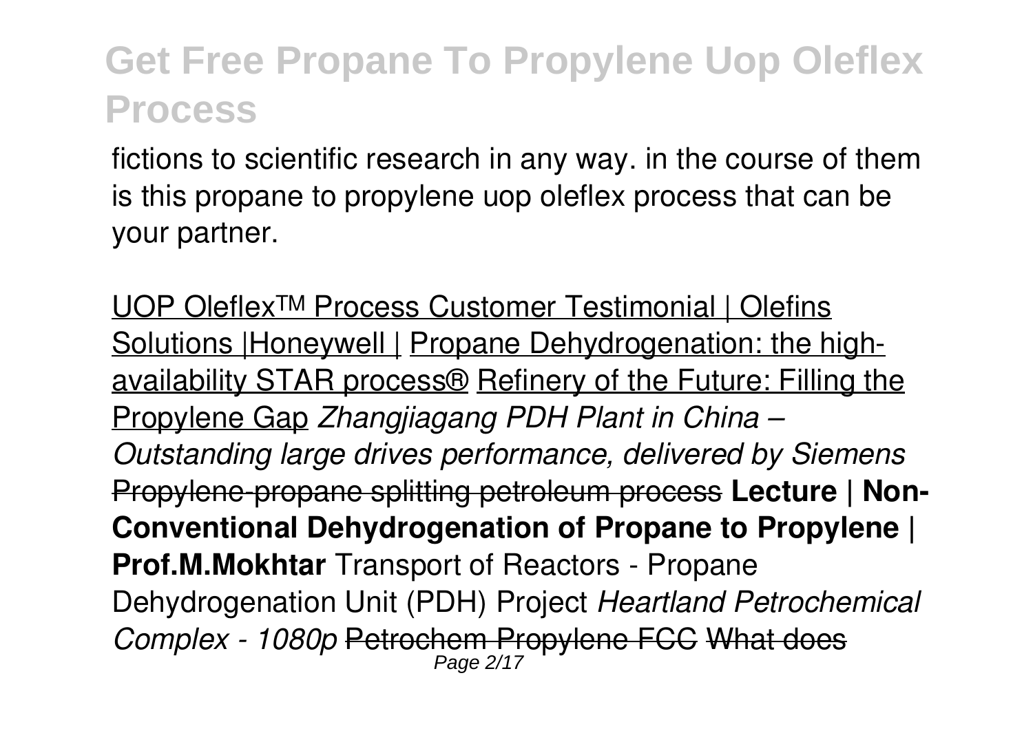fictions to scientific research in any way. in the course of them is this propane to propylene uop oleflex process that can be your partner.

UOP Oleflex™ Process Customer Testimonial | Olefins Solutions |Honeywell | Propane Dehydrogenation: the high-availability STAR process® Refinery of the Future: Filling the Propylene Gap *Zhangjiagang PDH Plant in China – Outstanding large drives performance, delivered by Siemens* ~~Propylene-propane splitting petroleum process~~ **Lecture | Non-Conventional Dehydrogenation of Propane to Propylene | Prof.M.Mokhtar** Transport of Reactors - Propane Dehydrogenation Unit (PDH) Project *Heartland Petrochemical Complex - 1080p* ~~Petrochem Propylene FCC~~ ~~What does~~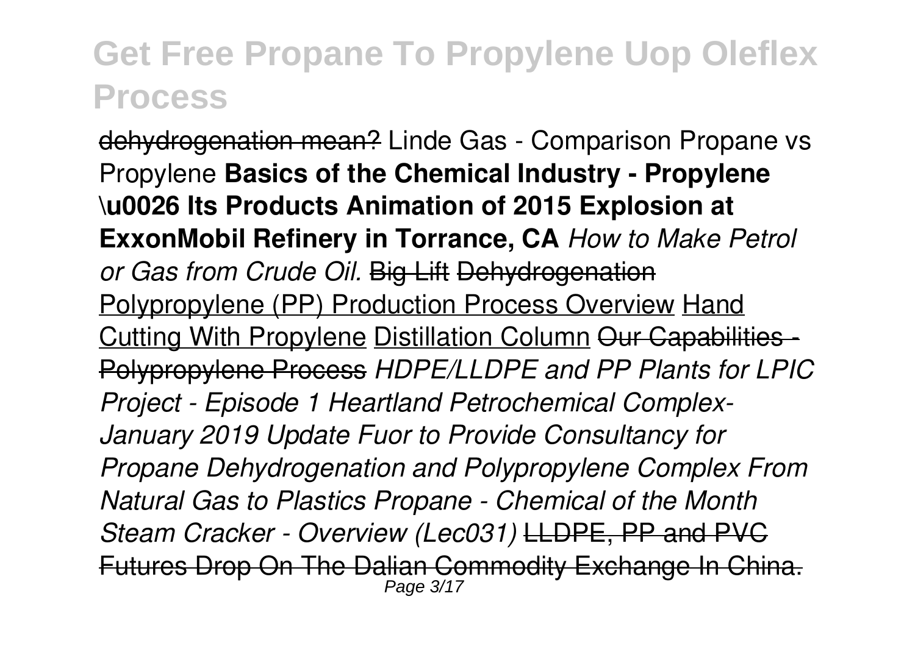~~dehydrogenation mean?~~ Linde Gas - Comparison Propane vs Propylene **Basics of the Chemical Industry - Propylene \u0026 Its Products Animation of 2015 Explosion at ExxonMobil Refinery in Torrance, CA** *How to Make Petrol or Gas from Crude Oil.* ~~Big Lift~~ ~~Dehydrogenation~~ Polypropylene (PP) Production Process Overview Hand Cutting With Propylene Distillation Column ~~Our Capabilities - Polypropylene Process~~ *HDPE/LLDPE and PP Plants for LPIC Project - Episode 1 Heartland Petrochemical Complex- January 2019 Update Fuor to Provide Consultancy for Propane Dehydrogenation and Polypropylene Complex From Natural Gas to Plastics Propane - Chemical of the Month Steam Cracker - Overview (Lec031)* ~~LLDPE, PP and PVC Futures Drop On The Dalian Commodity Exchange In China.~~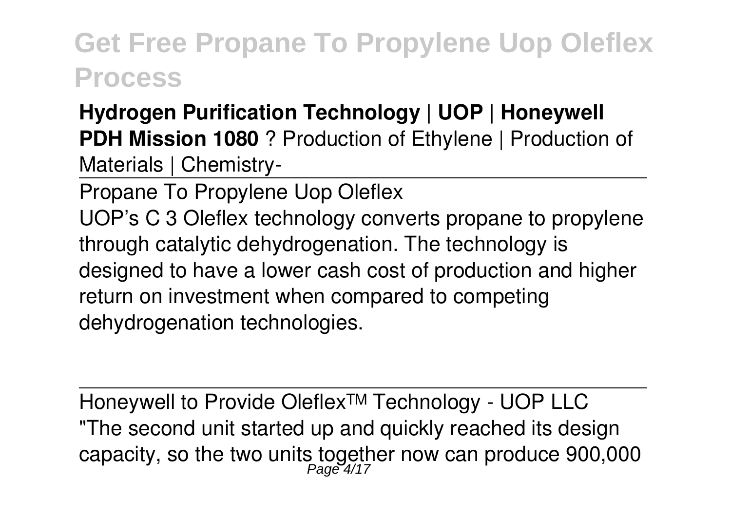**Hydrogen Purification Technology | UOP | Honeywell PDH Mission 1080** ? Production of Ethylene | Production of Materials | Chemistry-

Propane To Propylene Uop Oleflex

UOP's C 3 Oleflex technology converts propane to propylene through catalytic dehydrogenation. The technology is designed to have a lower cash cost of production and higher return on investment when compared to competing dehydrogenation technologies.

Honeywell to Provide Oleflex™ Technology - UOP LLC

"The second unit started up and quickly reached its design capacity, so the two units together now can produce 900,000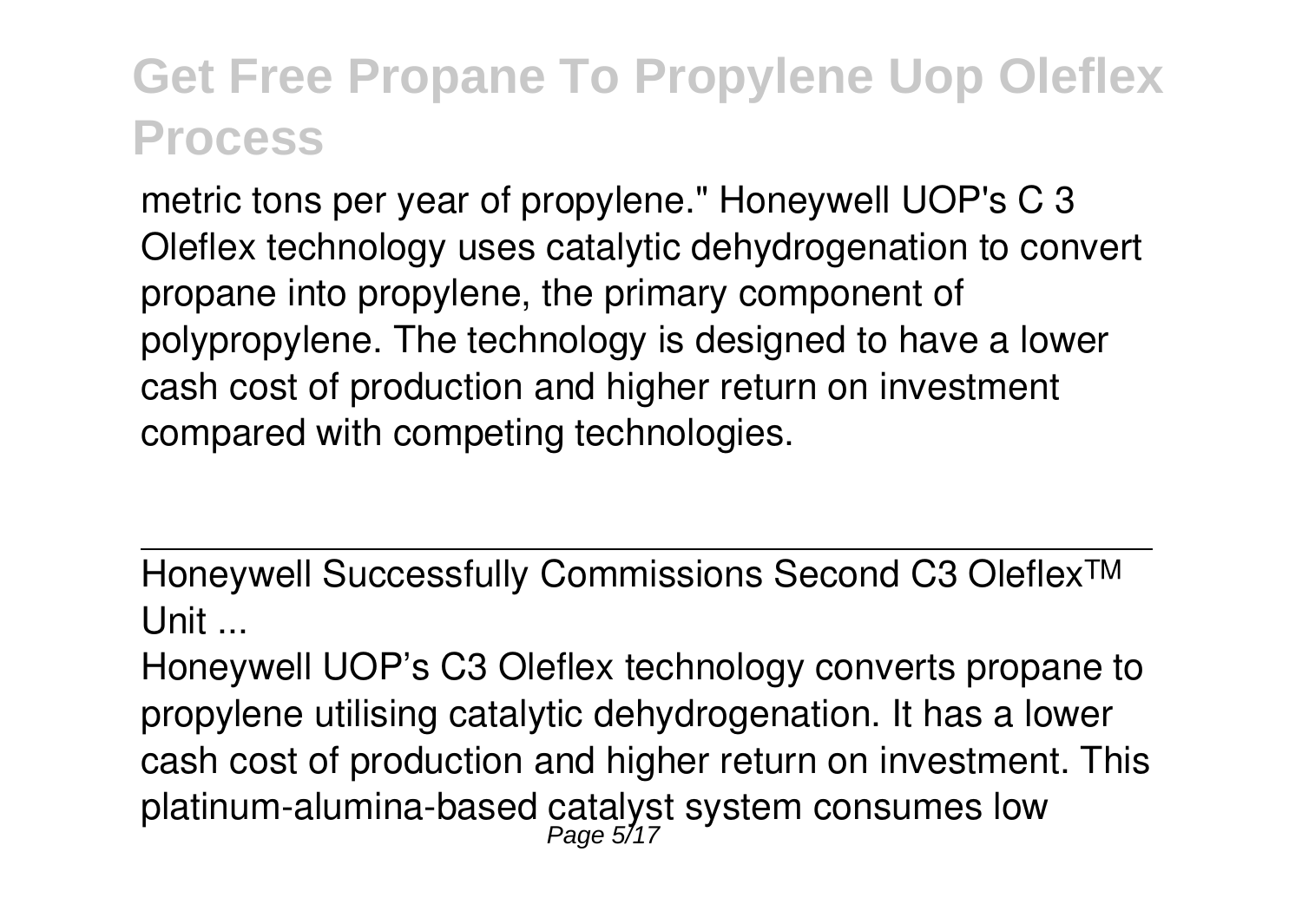metric tons per year of propylene." Honeywell UOP's C 3 Oleflex technology uses catalytic dehydrogenation to convert propane into propylene, the primary component of polypropylene. The technology is designed to have a lower cash cost of production and higher return on investment compared with competing technologies.

## Honeywell Successfully Commissions Second C3 Oleflex™ Unit ...

Honeywell UOP's C3 Oleflex technology converts propane to propylene utilising catalytic dehydrogenation. It has a lower cash cost of production and higher return on investment. This platinum-alumina-based catalyst system consumes low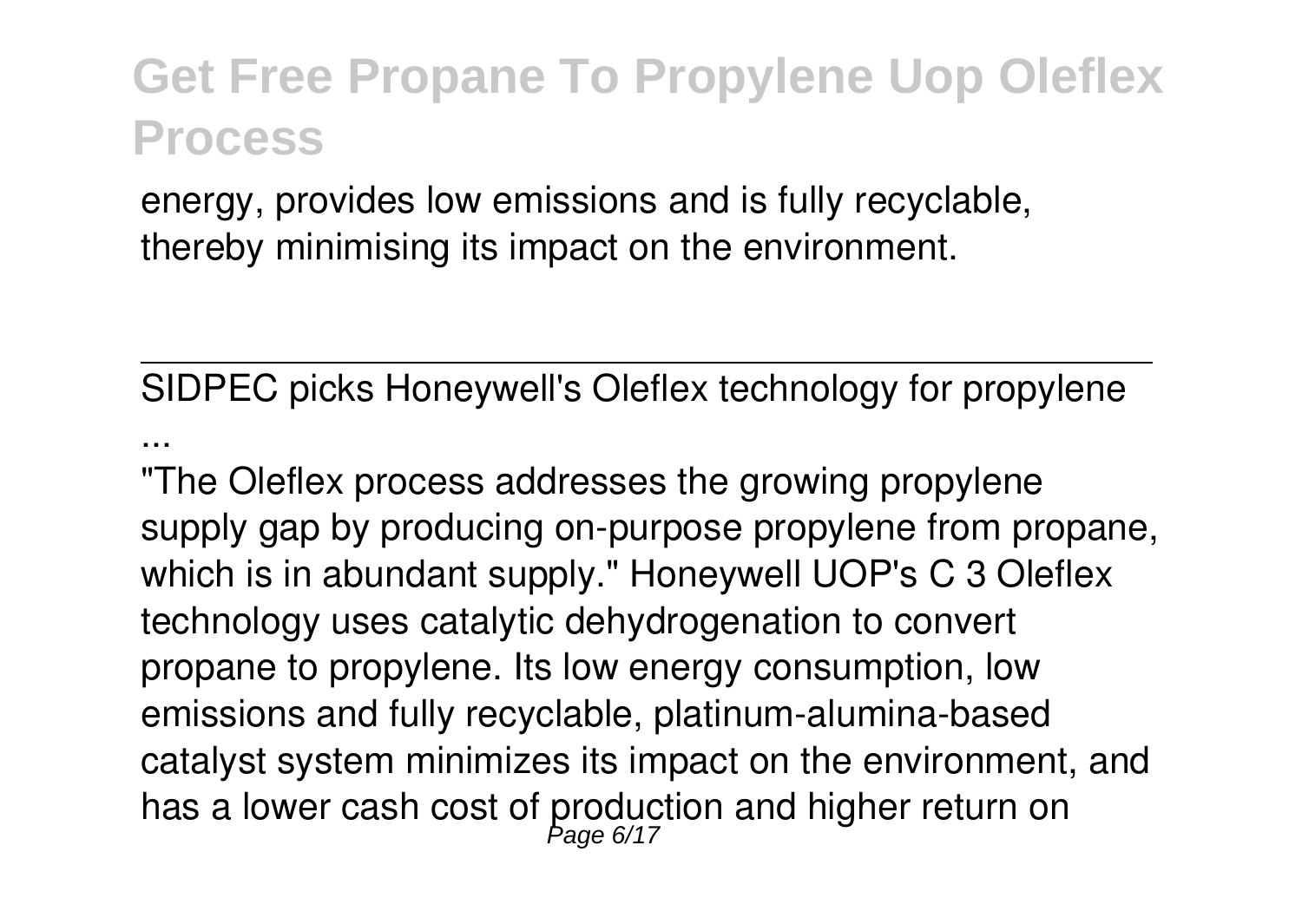energy, provides low emissions and is fully recyclable, thereby minimising its impact on the environment.

SIDPEC picks Honeywell's Oleflex technology for propylene ...

"The Oleflex process addresses the growing propylene supply gap by producing on-purpose propylene from propane, which is in abundant supply." Honeywell UOP's C 3 Oleflex technology uses catalytic dehydrogenation to convert propane to propylene. Its low energy consumption, low emissions and fully recyclable, platinum-alumina-based catalyst system minimizes its impact on the environment, and has a lower cash cost of production and higher return on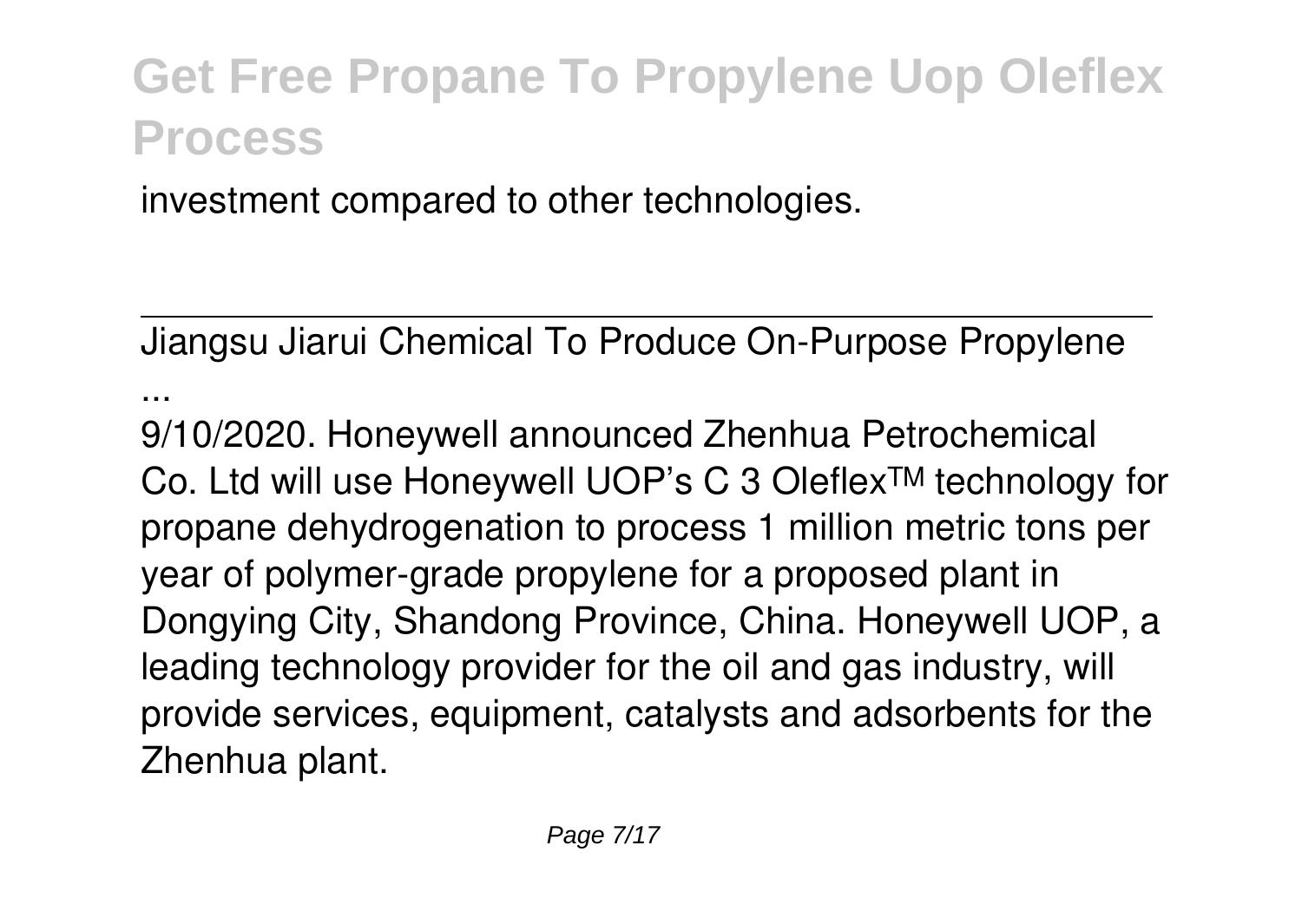investment compared to other technologies.

---

Jiangsu Jiarui Chemical To Produce On-Purpose Propylene ...

9/10/2020. Honeywell announced Zhenhua Petrochemical Co. Ltd will use Honeywell UOP's C 3 Oleflex™ technology for propane dehydrogenation to process 1 million metric tons per year of polymer-grade propylene for a proposed plant in Dongying City, Shandong Province, China. Honeywell UOP, a leading technology provider for the oil and gas industry, will provide services, equipment, catalysts and adsorbents for the Zhenhua plant.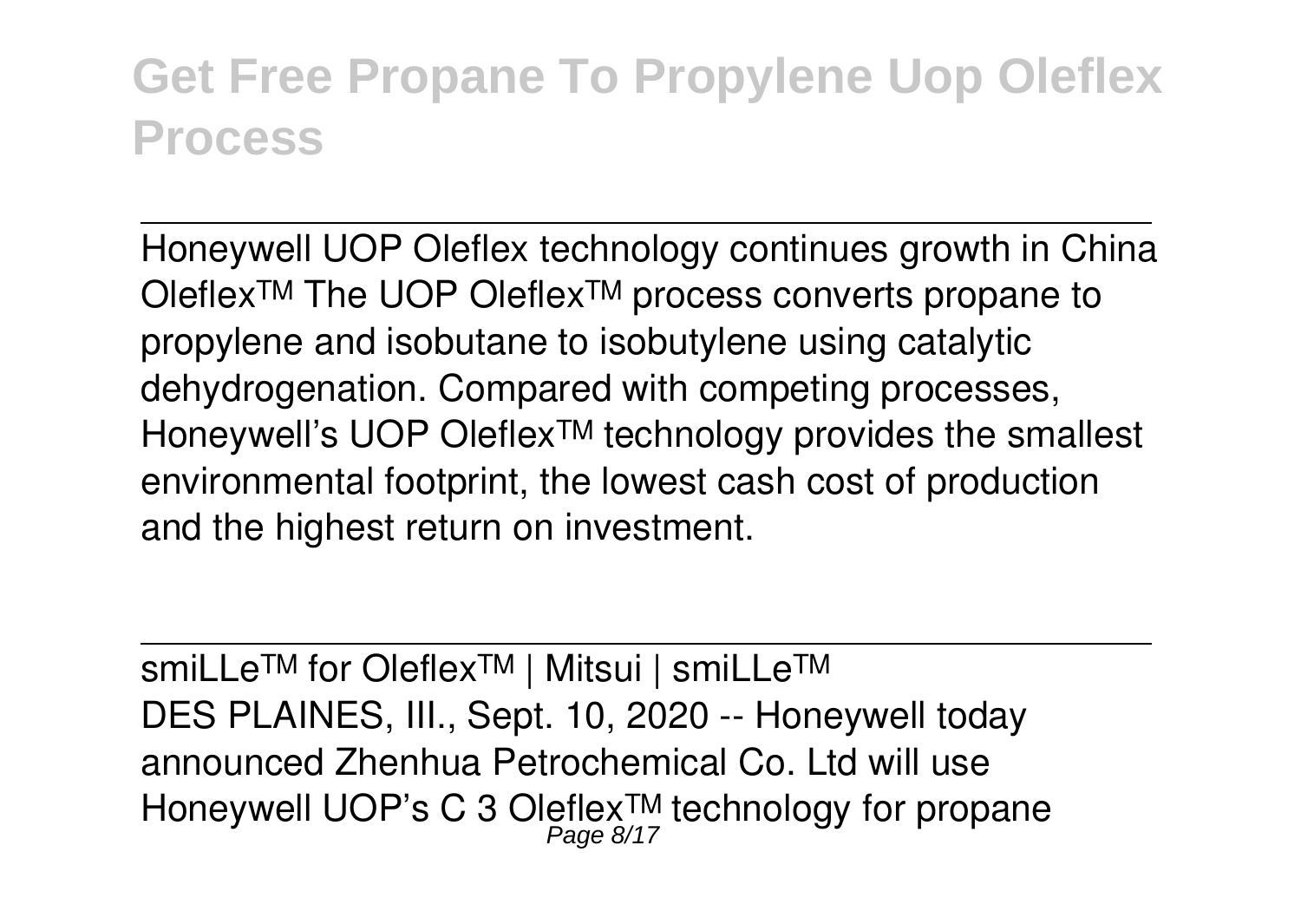Honeywell UOP Oleflex technology continues growth in China
Oleflex™ The UOP Oleflex™ process converts propane to propylene and isobutane to isobutylene using catalytic dehydrogenation. Compared with competing processes, Honeywell's UOP Oleflex™ technology provides the smallest environmental footprint, the lowest cash cost of production and the highest return on investment.

---

smiLLe™ for Oleflex™ | Mitsui | smiLLe™
DES PLAINES, Ill., Sept. 10, 2020 -- Honeywell today announced Zhenhua Petrochemical Co. Ltd will use Honeywell UOP's C 3 Oleflex™ technology for propane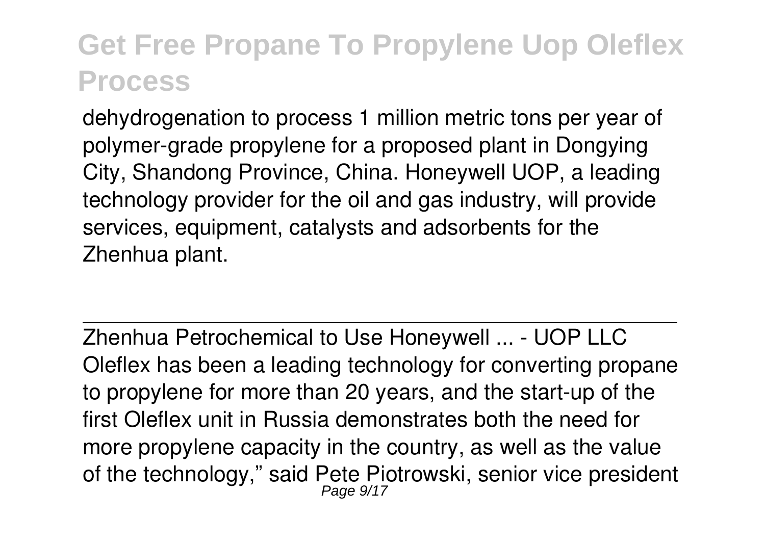dehydrogenation to process 1 million metric tons per year of polymer-grade propylene for a proposed plant in Dongying City, Shandong Province, China. Honeywell UOP, a leading technology provider for the oil and gas industry, will provide services, equipment, catalysts and adsorbents for the Zhenhua plant.

Zhenhua Petrochemical to Use Honeywell ... - UOP LLC

Oleflex has been a leading technology for converting propane to propylene for more than 20 years, and the start-up of the first Oleflex unit in Russia demonstrates both the need for more propylene capacity in the country, as well as the value of the technology," said Pete Piotrowski, senior vice president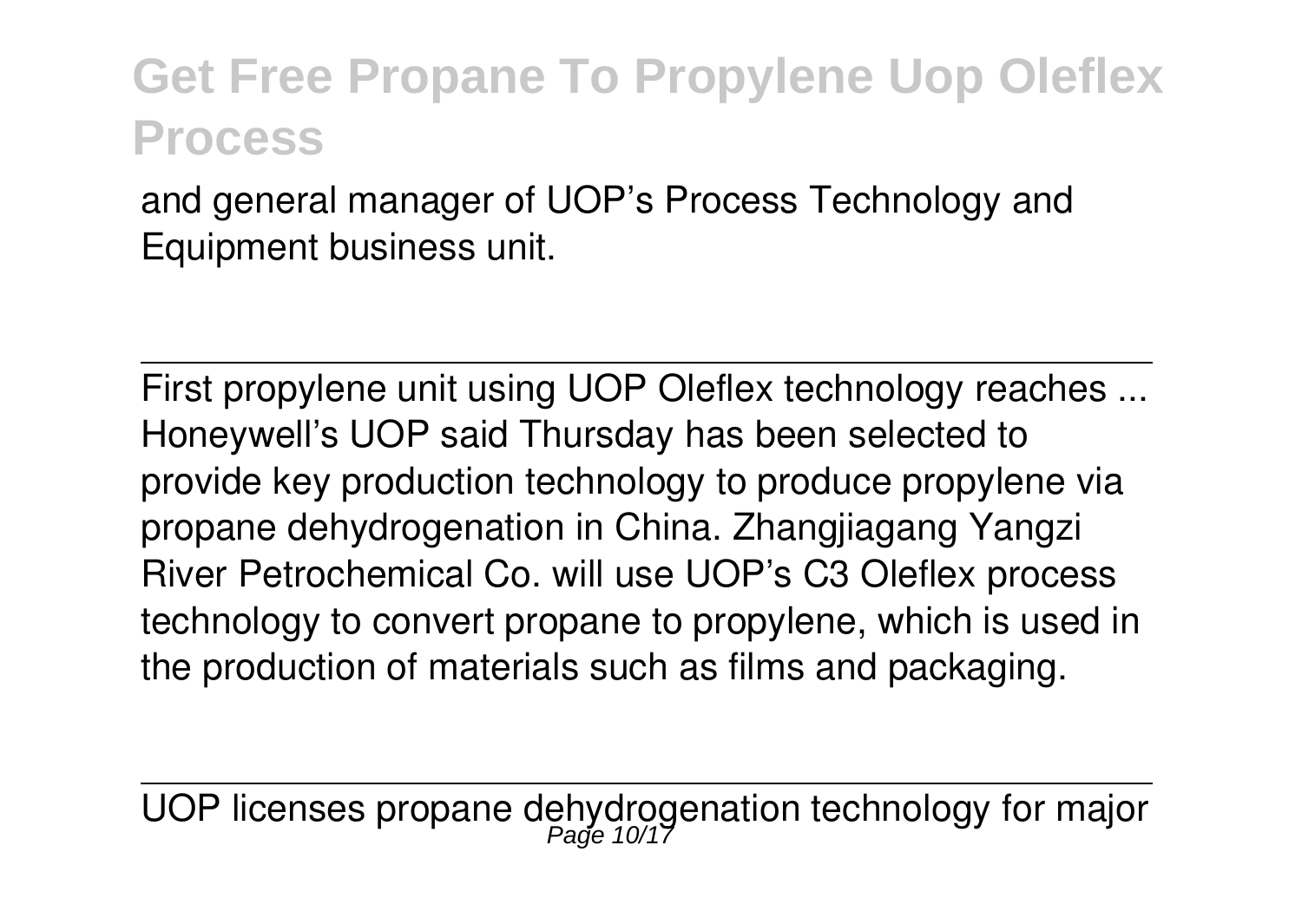and general manager of UOP's Process Technology and Equipment business unit.

---

First propylene unit using UOP Oleflex technology reaches ...
Honeywell's UOP said Thursday has been selected to provide key production technology to produce propylene via propane dehydrogenation in China. Zhangjiagang Yangzi River Petrochemical Co. will use UOP's C3 Oleflex process technology to convert propane to propylene, which is used in the production of materials such as films and packaging.

---

UOP licenses propane dehydrogenation technology for major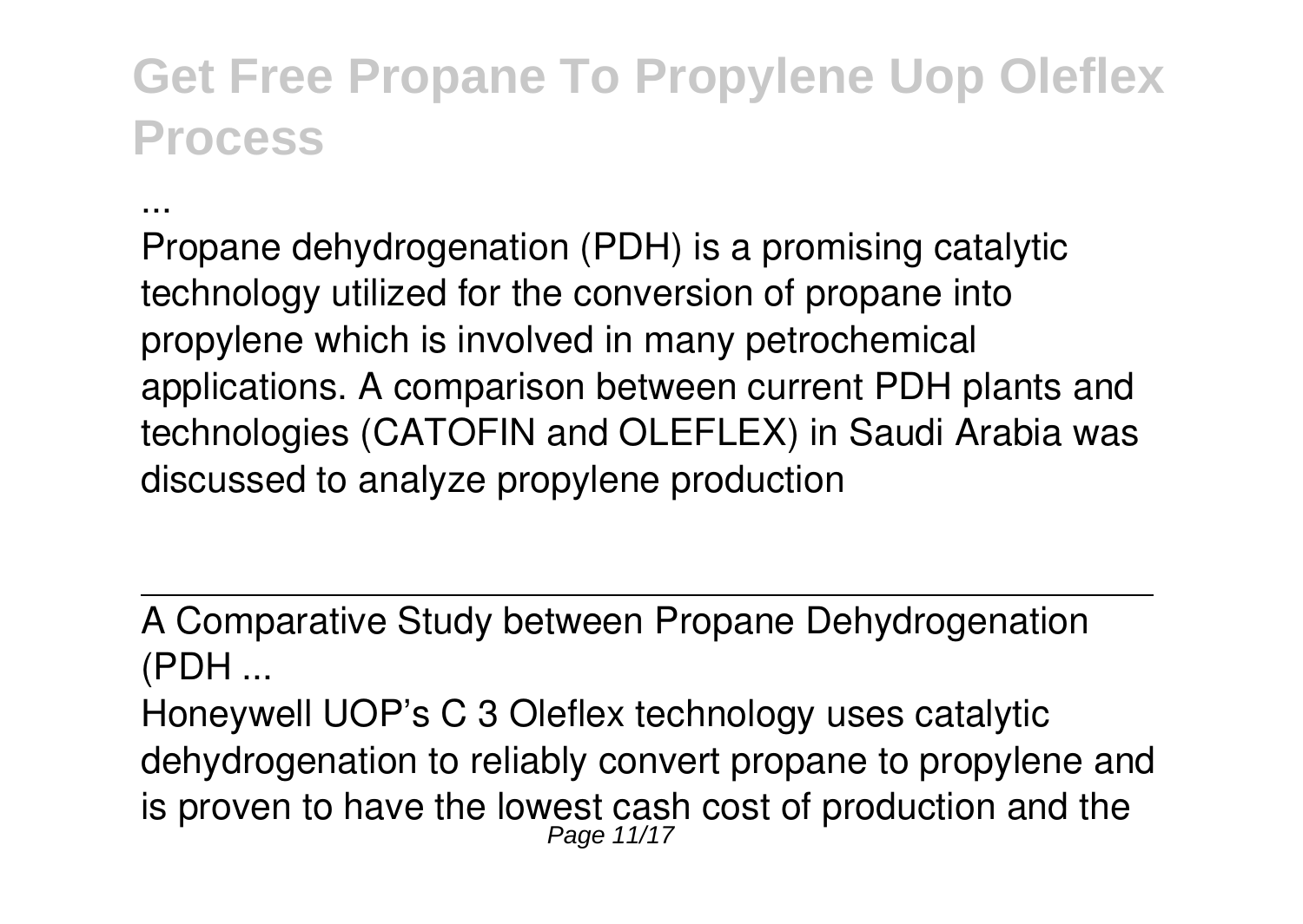...

Propane dehydrogenation (PDH) is a promising catalytic technology utilized for the conversion of propane into propylene which is involved in many petrochemical applications. A comparison between current PDH plants and technologies (CATOFIN and OLEFLEX) in Saudi Arabia was discussed to analyze propylene production

## A Comparative Study between Propane Dehydrogenation (PDH ...

Honeywell UOP's C 3 Oleflex technology uses catalytic dehydrogenation to reliably convert propane to propylene and is proven to have the lowest cash cost of production and the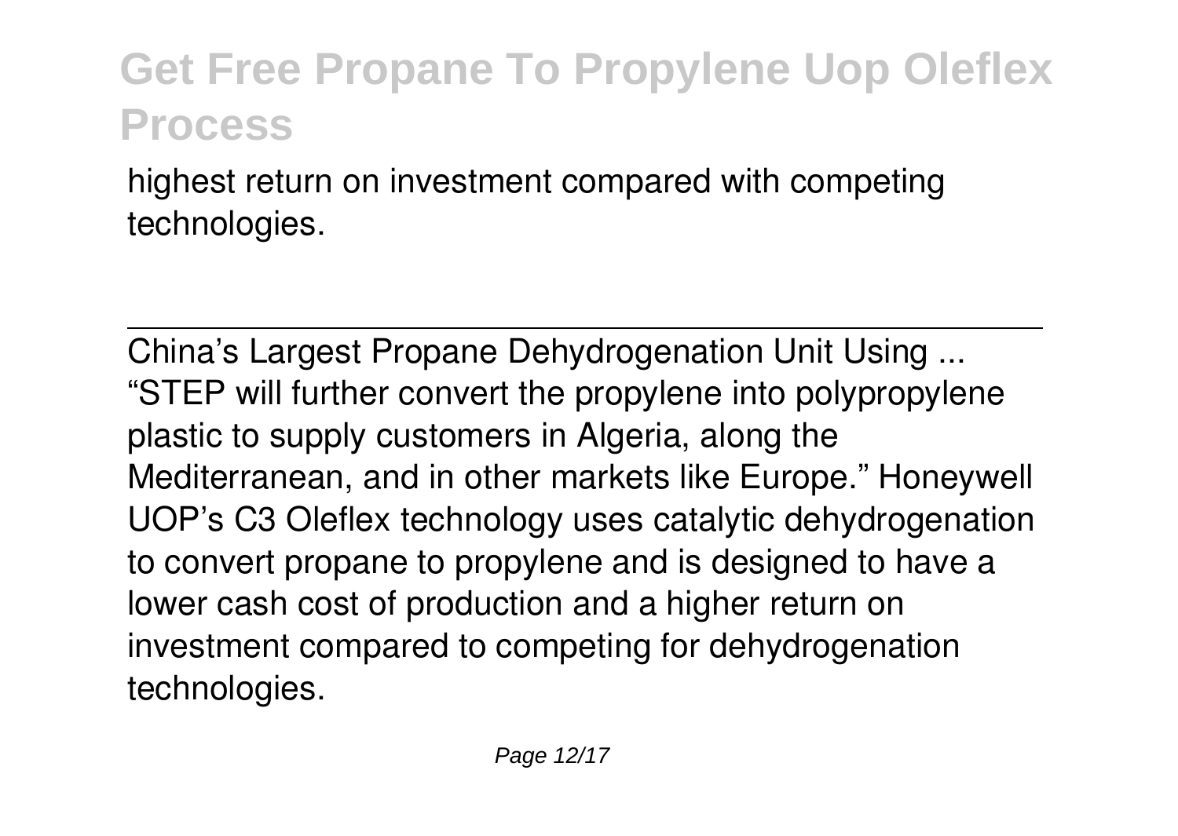highest return on investment compared with competing technologies.

China's Largest Propane Dehydrogenation Unit Using ...

"STEP will further convert the propylene into polypropylene plastic to supply customers in Algeria, along the Mediterranean, and in other markets like Europe." Honeywell UOP's C3 Oleflex technology uses catalytic dehydrogenation to convert propane to propylene and is designed to have a lower cash cost of production and a higher return on investment compared to competing for dehydrogenation technologies.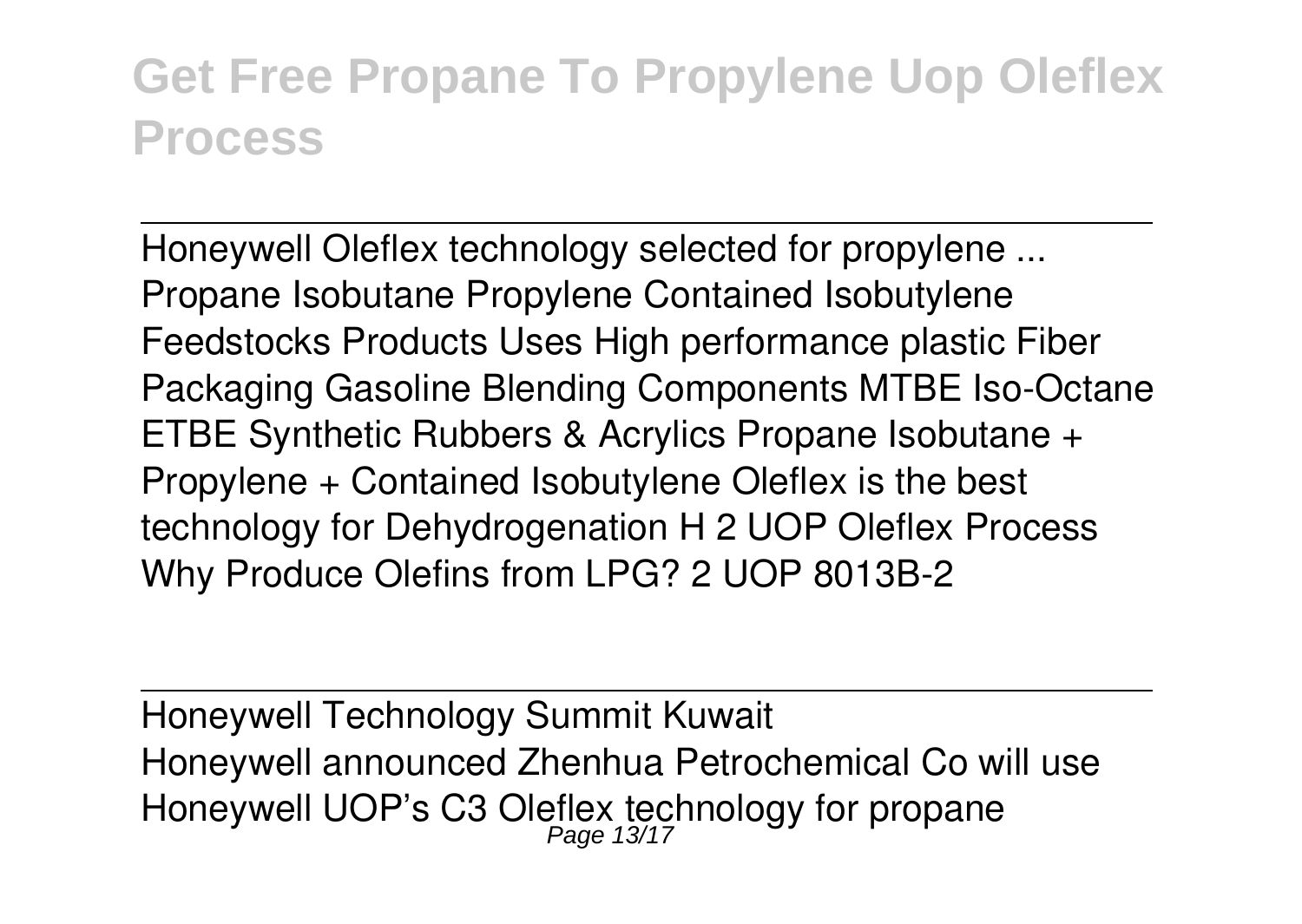Honeywell Oleflex technology selected for propylene ...
Propane Isobutane Propylene Contained Isobutylene Feedstocks Products Uses High performance plastic Fiber Packaging Gasoline Blending Components MTBE Iso-Octane ETBE Synthetic Rubbers & Acrylics Propane Isobutane + Propylene + Contained Isobutylene Oleflex is the best technology for Dehydrogenation H 2 UOP Oleflex Process Why Produce Olefins from LPG? 2 UOP 8013B-2

Honeywell Technology Summit Kuwait
Honeywell announced Zhenhua Petrochemical Co will use Honeywell UOP's C3 Oleflex technology for propane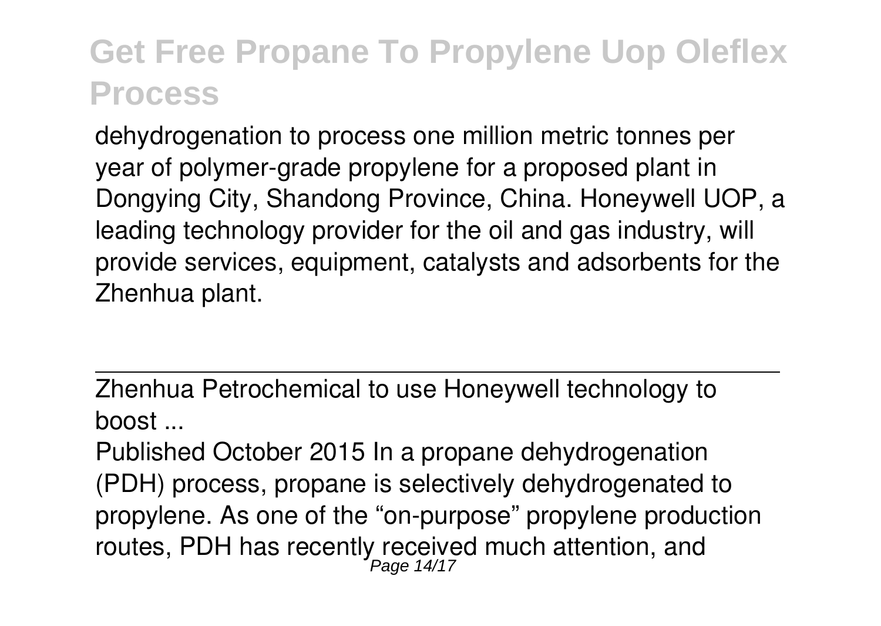dehydrogenation to process one million metric tonnes per year of polymer-grade propylene for a proposed plant in Dongying City, Shandong Province, China. Honeywell UOP, a leading technology provider for the oil and gas industry, will provide services, equipment, catalysts and adsorbents for the Zhenhua plant.

---

Zhenhua Petrochemical to use Honeywell technology to boost ...

Published October 2015 In a propane dehydrogenation (PDH) process, propane is selectively dehydrogenated to propylene. As one of the "on-purpose" propylene production routes, PDH has recently received much attention, and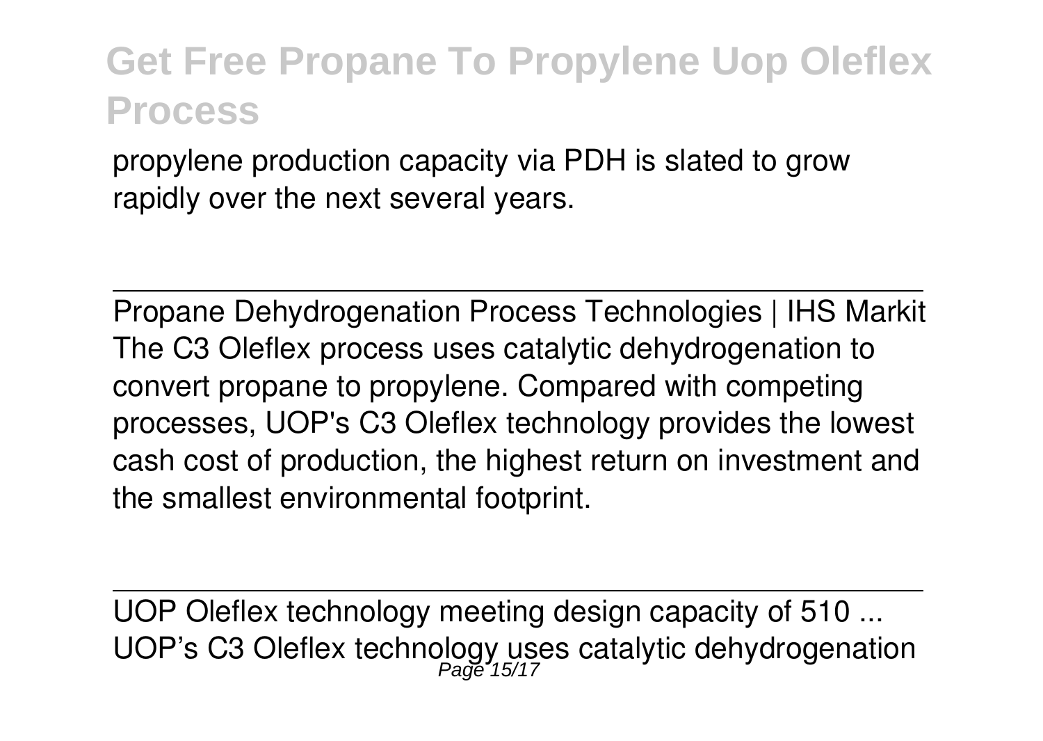propylene production capacity via PDH is slated to grow rapidly over the next several years.

---

Propane Dehydrogenation Process Technologies | IHS Markit

The C3 Oleflex process uses catalytic dehydrogenation to convert propane to propylene. Compared with competing processes, UOP's C3 Oleflex technology provides the lowest cash cost of production, the highest return on investment and the smallest environmental footprint.

---

UOP Oleflex technology meeting design capacity of 510 ...

UOP's C3 Oleflex technology uses catalytic dehydrogenation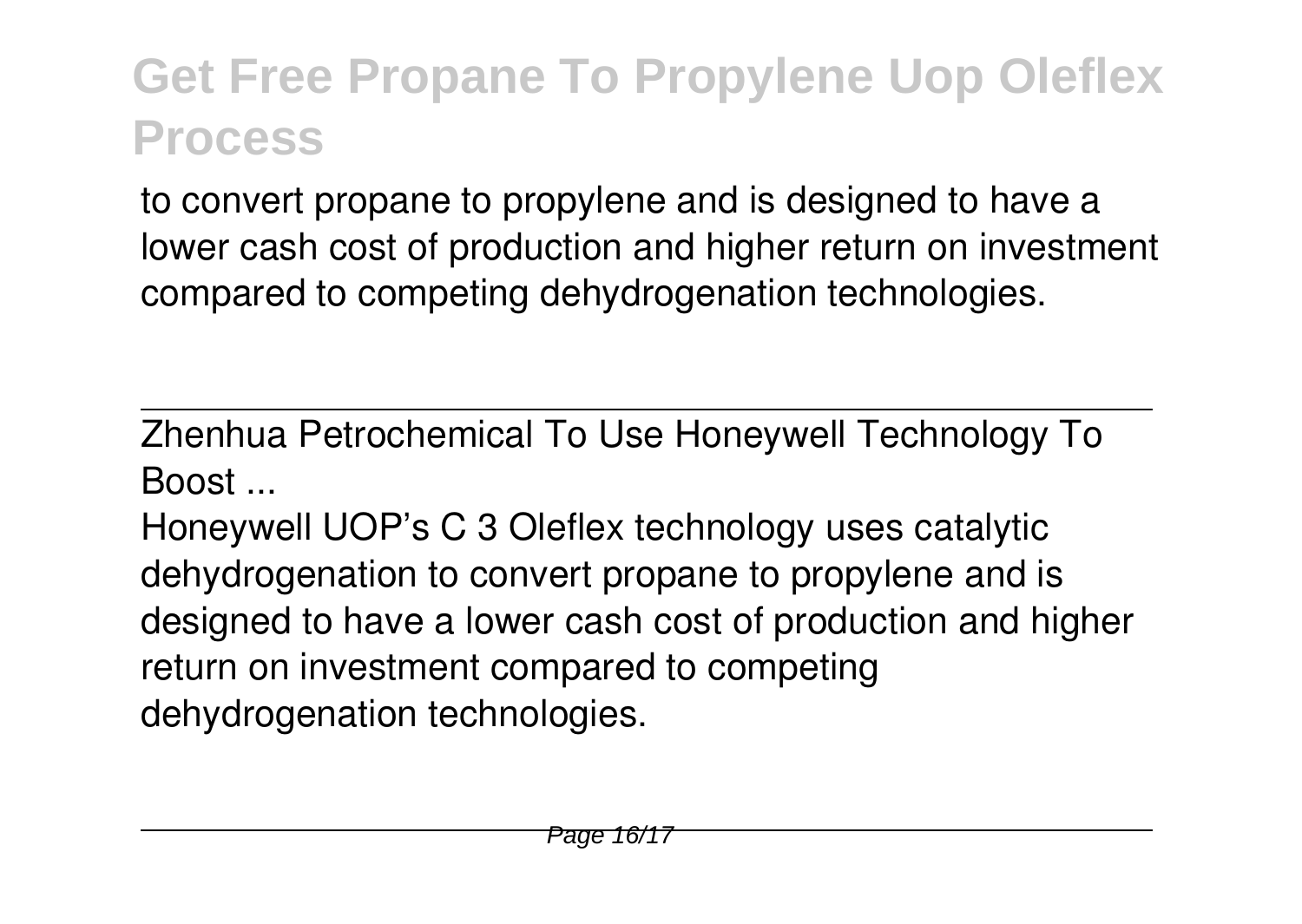to convert propane to propylene and is designed to have a lower cash cost of production and higher return on investment compared to competing dehydrogenation technologies.

---

Zhenhua Petrochemical To Use Honeywell Technology To Boost ...

Honeywell UOP's C 3 Oleflex technology uses catalytic dehydrogenation to convert propane to propylene and is designed to have a lower cash cost of production and higher return on investment compared to competing dehydrogenation technologies.

---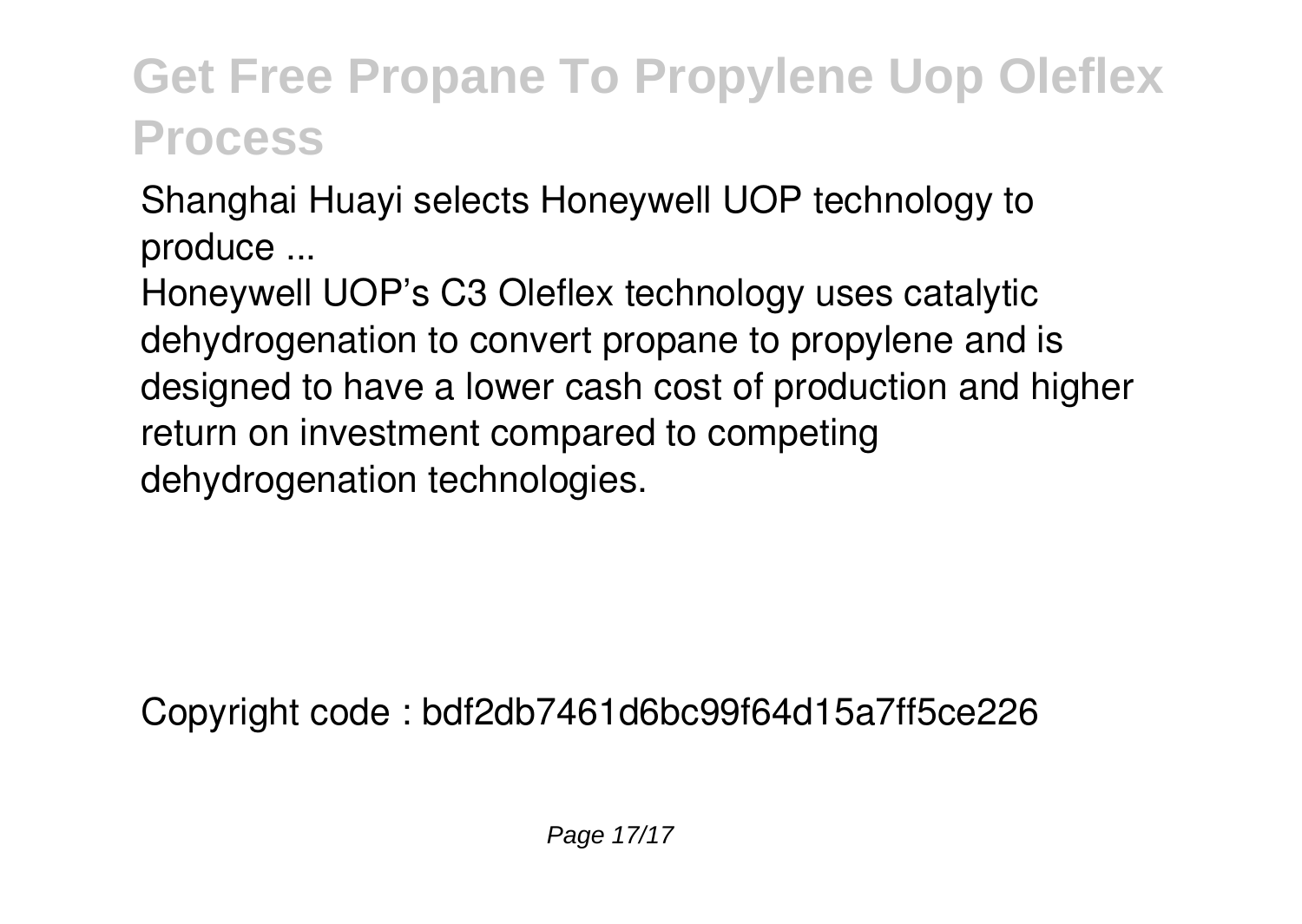Shanghai Huayi selects Honeywell UOP technology to produce ...

Honeywell UOP's C3 Oleflex technology uses catalytic dehydrogenation to convert propane to propylene and is designed to have a lower cash cost of production and higher return on investment compared to competing dehydrogenation technologies.

Copyright code : bdf2db7461d6bc99f64d15a7ff5ce226